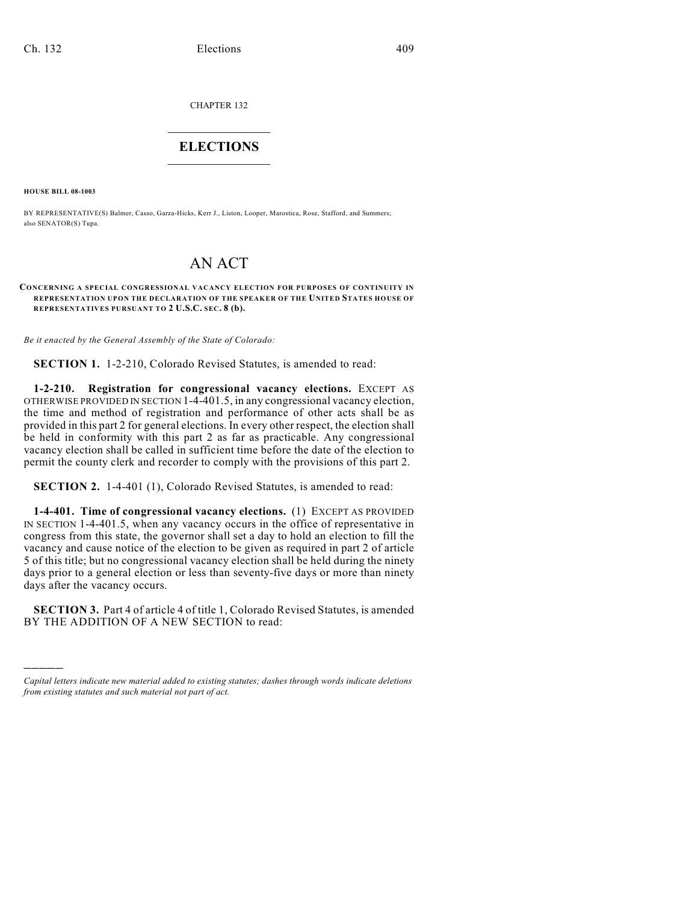CHAPTER 132

# ELECTIONS

**HOUSE BILL 08-1003**

BY REPRESENTATIVE(S) Balmer, Casso, Garza-Hicks, Kerr J., Liston, Looper, Marostica, Rose, Stafford, and Summers; also SENATOR(S) Tupa.

# AN ACT

**CONCERNING A SPECIAL CONGRESSIONAL VACANCY ELECTION FOR PURPOSES OF CONTINUITY IN REPRESENTATION UPON THE DECLARATION OF THE SPEAKER OF THE UNITED STATES HOUSE OF REPRESENTATIVES PURSUANT TO 2 U.S.C. SEC. 8 (b).**

*Be it enacted by the General Assembly of the State of Colorado:*

**SECTION 1.** 1-2-210, Colorado Revised Statutes, is amended to read:

**1-2-210. Registration for congressional vacancy elections.** EXCEPT AS OTHERWISE PROVIDED IN SECTION 1-4-401.5, in any congressional vacancy election, the time and method of registration and performance of other acts shall be as provided in this part 2 for general elections. In every other respect, the election shall be held in conformity with this part 2 as far as practicable. Any congressional vacancy election shall be called in sufficient time before the date of the election to permit the county clerk and recorder to comply with the provisions of this part 2.

**SECTION 2.** 1-4-401 (1), Colorado Revised Statutes, is amended to read:

**1-4-401. Time of congressional vacancy elections.** (1) EXCEPT AS PROVIDED IN SECTION 1-4-401.5, when any vacancy occurs in the office of representative in congress from this state, the governor shall set a day to hold an election to fill the vacancy and cause notice of the election to be given as required in part 2 of article 5 of this title; but no congressional vacancy election shall be held during the ninety days prior to a general election or less than seventy-five days or more than ninety days after the vacancy occurs.

**SECTION 3.** Part 4 of article 4 of title 1, Colorado Revised Statutes, is amended BY THE ADDITION OF A NEW SECTION to read:

---

*Capital letters indicate new material added to existing statutes; dashes through words indicate deletions from existing statutes and such material not part of act.*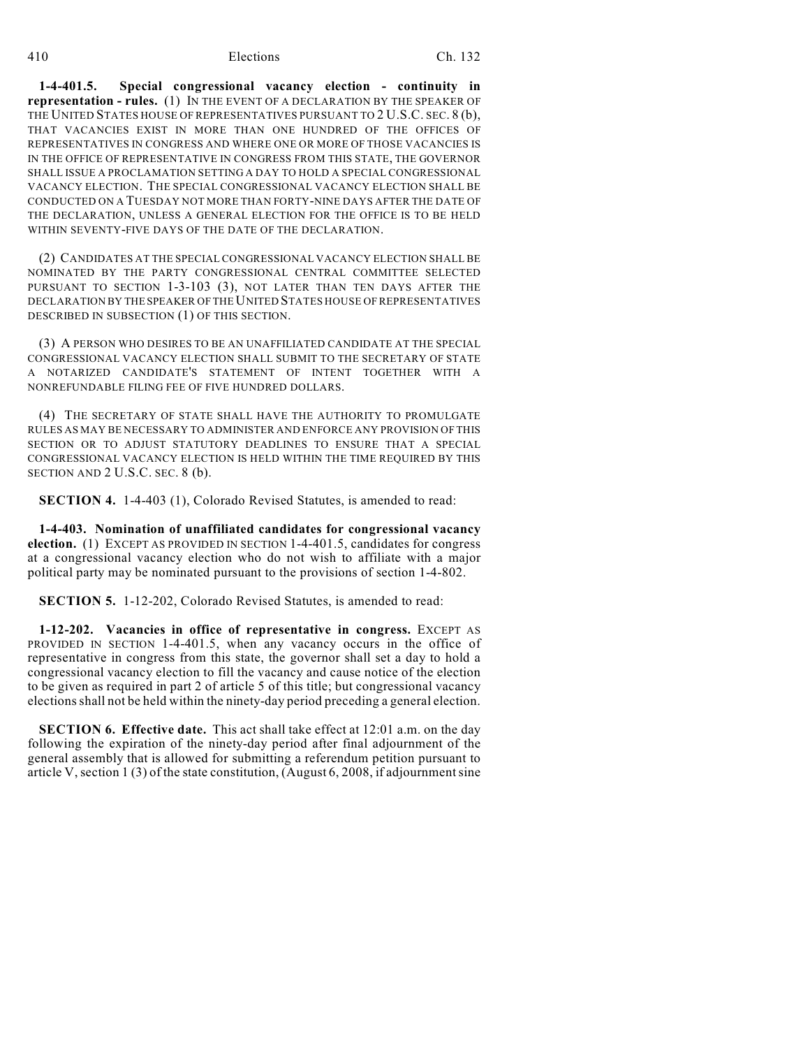**1-4-401.5. Special congressional vacancy election - continuity in representation - rules.** (1) IN THE EVENT OF A DECLARATION BY THE SPEAKER OF THE UNITED STATES HOUSE OF REPRESENTATIVES PURSUANT TO 2 U.S.C. SEC. 8 (b), THAT VACANCIES EXIST IN MORE THAN ONE HUNDRED OF THE OFFICES OF REPRESENTATIVES IN CONGRESS AND WHERE ONE OR MORE OF THOSE VACANCIES IS IN THE OFFICE OF REPRESENTATIVE IN CONGRESS FROM THIS STATE, THE GOVERNOR SHALL ISSUE A PROCLAMATION SETTING A DAY TO HOLD A SPECIAL CONGRESSIONAL VACANCY ELECTION. THE SPECIAL CONGRESSIONAL VACANCY ELECTION SHALL BE CONDUCTED ON A TUESDAY NOT MORE THAN FORTY-NINE DAYS AFTER THE DATE OF THE DECLARATION, UNLESS A GENERAL ELECTION FOR THE OFFICE IS TO BE HELD WITHIN SEVENTY-FIVE DAYS OF THE DATE OF THE DECLARATION.

(2) CANDIDATES AT THE SPECIAL CONGRESSIONAL VACANCY ELECTION SHALL BE NOMINATED BY THE PARTY CONGRESSIONAL CENTRAL COMMITTEE SELECTED PURSUANT TO SECTION 1-3-103 (3), NOT LATER THAN TEN DAYS AFTER THE DECLARATION BY THE SPEAKER OF THE UNITED STATES HOUSE OF REPRESENTATIVES DESCRIBED IN SUBSECTION (1) OF THIS SECTION.

(3) A PERSON WHO DESIRES TO BE AN UNAFFILIATED CANDIDATE AT THE SPECIAL CONGRESSIONAL VACANCY ELECTION SHALL SUBMIT TO THE SECRETARY OF STATE A NOTARIZED CANDIDATE'S STATEMENT OF INTENT TOGETHER WITH A NONREFUNDABLE FILING FEE OF FIVE HUNDRED DOLLARS.

(4) THE SECRETARY OF STATE SHALL HAVE THE AUTHORITY TO PROMULGATE RULES AS MAY BE NECESSARY TO ADMINISTER AND ENFORCE ANY PROVISION OF THIS SECTION OR TO ADJUST STATUTORY DEADLINES TO ENSURE THAT A SPECIAL CONGRESSIONAL VACANCY ELECTION IS HELD WITHIN THE TIME REQUIRED BY THIS SECTION AND 2 U.S.C. SEC. 8 (b).

**SECTION 4.** 1-4-403 (1), Colorado Revised Statutes, is amended to read:

**1-4-403. Nomination of unaffiliated candidates for congressional vacancy election.** (1) EXCEPT AS PROVIDED IN SECTION 1-4-401.5, candidates for congress at a congressional vacancy election who do not wish to affiliate with a major political party may be nominated pursuant to the provisions of section 1-4-802.

**SECTION 5.** 1-12-202, Colorado Revised Statutes, is amended to read:

**1-12-202. Vacancies in office of representative in congress.** EXCEPT AS PROVIDED IN SECTION 1-4-401.5, when any vacancy occurs in the office of representative in congress from this state, the governor shall set a day to hold a congressional vacancy election to fill the vacancy and cause notice of the election to be given as required in part 2 of article 5 of this title; but congressional vacancy elections shall not be held within the ninety-day period preceding a general election.

**SECTION 6. Effective date.** This act shall take effect at 12:01 a.m. on the day following the expiration of the ninety-day period after final adjournment of the general assembly that is allowed for submitting a referendum petition pursuant to article V, section 1 (3) of the state constitution, (August 6, 2008, if adjournment sine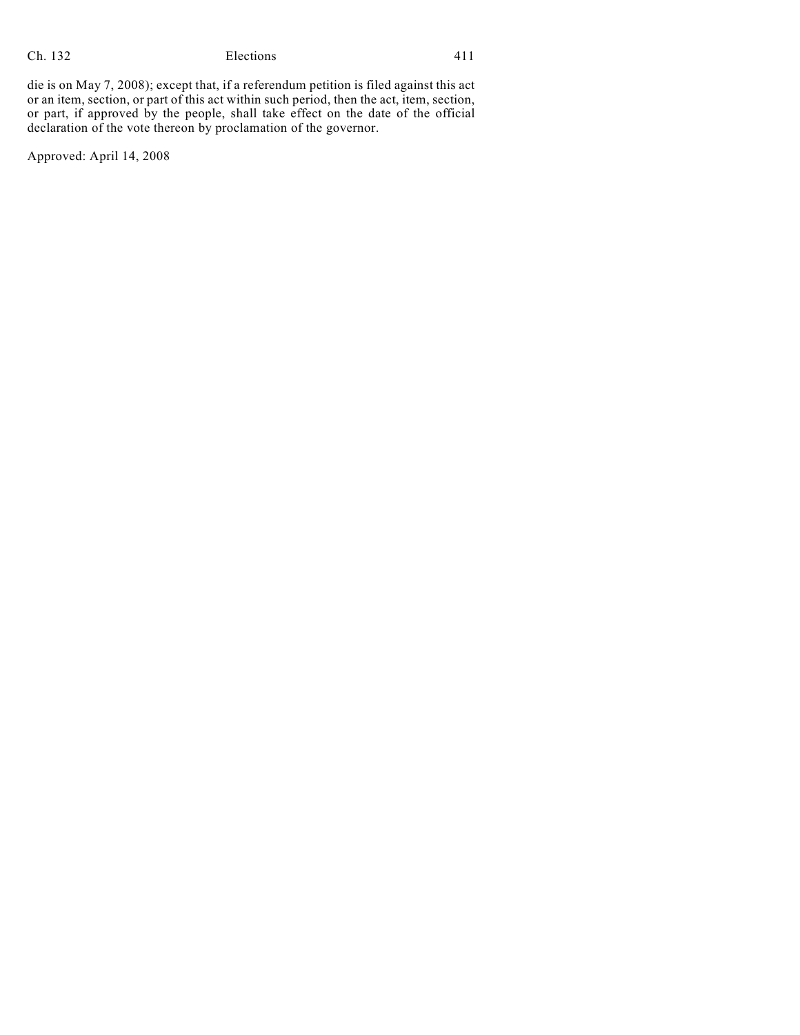die is on May 7, 2008); except that, if a referendum petition is filed against this act or an item, section, or part of this act within such period, then the act, item, section, or part, if approved by the people, shall take effect on the date of the official declaration of the vote thereon by proclamation of the governor.

Approved: April 14, 2008